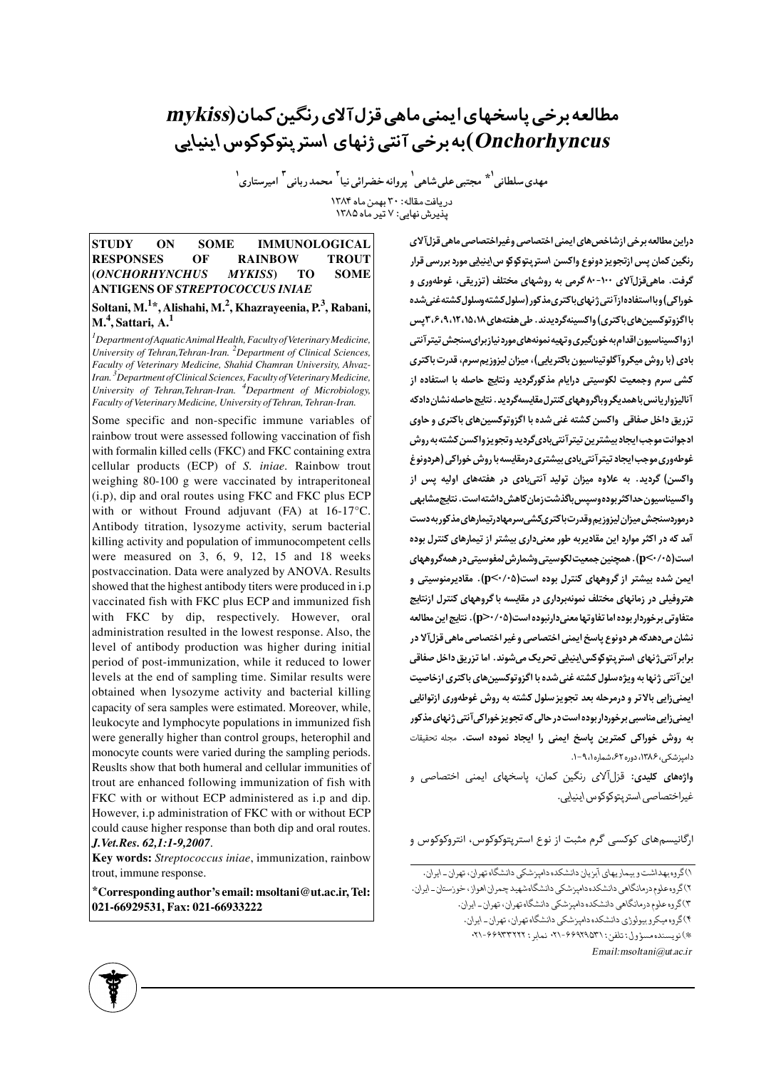# مطالعه برخی پاسخهای ایمنی ماهی قزل آلای رنگین کمان (*Onchorhyncus mykiss*) به برخی آنتی ژنهای استرپتوکوکوس اینیایی

مهدی سلطانی[1]* مجتبی علیشاهی[2] پروانه خضرائی نیا[3] محمد ربانی[4] امیرستاری[1]

دریافت مقاله: ۳۰ بهمن ماه ۱۳۸۴
پذیرش نهایی: ۷ تیر ماه ۱۳۸۵

دراین مطالعه برخی ازشاخص‌های ایمنی اختصاصی وغیراختصاصی ماهی قزل‌آلای رنگین کمان پس ازتجویز دونوع واکسن استرپتوکوکوس اینیایی مورد بررسی قرار گرفت. ماهی‌قزل‌آلای ۱۰۰-۸۰ گرمی به روشهای مختلف (تزریقی، غوطه‌وری و خوراکی) وبااستفاده ازآنتی ژنهای باکتری مذکور (سلول کشته وسلول کشته غنی‌شده با اگزوتوکسین‌های باکتری) واکسینه گردیدند. طی هفته‌های ۳،۶،۹،۱۲،۱۵،۱۸ پس ازواکسیناسیون اقدام به خون‌گیری وتهیه نمونه‌های مورد نیاز برای سنجش تیتر آنتی بادی (با روش میکروآگلوتیناسیون باکتریایی)، میزان لیزوزیم سرم، قدرت باکتری کشی سرم وجمعیت لکوسیتی درایام مذکورگردید ونتایج حاصله با استفاده از آنالیزواریانس با همدیگر وباگروههای کنترل مقایسه گردید. نتایج حاصله نشان داد که تزریق داخل صفاقی واکسن کشته غنی شده با اگزوتوکسین‌های باکتری و حاوی ادجوانت موجب ایجاد بیشترین تیتر آنتی‌بادی گردید وتجویز واکسن کشته به روش غوطه‌وری موجب ایجاد تیتر آنتی‌بادی بیشتری درمقایسه با روش خوراکی (هردونوع واکسن) گردید. به علاوه میزان تولید آنتی‌بادی در هفته‌های اولیه پس از واکسیناسیون حداکثر بوده وسپس باگذشت زمان کاهش داشته است. نتایج مشابهی درمورد سنجش میزان لیزوزیم وقدرت باکتری‌کشی سرم‌هادر تیمارهای مذکور به دست آمد که در اکثر موارد این مقادیربه طور معنی‌داری بیشتر از تیمارهای کنترل بوده است ($p<0.05$). همچنین جمعیت لکوسیتی وشمارش لمفوسیتی در همه گروههای ایمن شده بیشتر از گروههای کنترل بوده است ($p<0.05$). مقادیرمنوسیتی و هتروفیلی در زمانهای مختلف نمونه‌برداری در مقایسه با گروههای کنترل ازنتایج متفاوتی برخوردار بوده اما تفاوتها معنی‌دار نبوده است ($p>0.05$). نتایج این مطالعه نشان می‌دهدکه هر دونوع پاسخ ایمنی اختصاصی و غیر اختصاصی ماهی قزل‌آلا در برابر آنتی ژنهای استرپتوکوکوس اینیایی تحریک می‌شوند. اما تزریق داخل صفاقی این آنتی ژنها به ویژه سلول کشته غنی شده با اگزوتوکسین‌های باکتری ازخاصیت ایمنی‌زایی بالاتر و درمرحله بعد تجویز سلول کشته به روش غوطه‌وری ازتوانایی ایمنی‌زایی مناسبی برخوردار بوده است درحالی که تجویز خوراکی آنتی ژنهای مذکور به روش خوراکی کمترین پاسخ ایمنی را ایجاد نموده است. مجله تحقیقات دامپزشکی، ۱۳۸۶، دوره ۶۲، شماره ۱، ۹-۱.

**واژه‌های کلیدی:** قزل‌آلای رنگین کمان، پاسخهای ایمنی اختصاصی و غیراختصاصی استرپتوکوکوس اینیایی.

ارگانیسم‌های کوکسی گرم مثبت از نوع استرپتوکوکوس، انتروکوکوس و

## STUDY ON SOME IMMUNOLOGICAL RESPONSES OF RAINBOW TROUT (*ONCHORHYNCHUS MYKISS*) TO SOME ANTIGENS OF *STREPTOCOCCUS INIAE*

**Soltani, M.[1]*, Alishahi, M.[2], Khazrayeenia, P.[3], Rabani, M.[4], Sattari, A.[1]**

[1]*Department of Aquatic Animal Health, Faculty of Veterinary Medicine, University of Tehran, Tehran-Iran.* [2]*Department of Clinical Sciences, Faculty of Veterinary Medicine, Shahid Chamran University, Ahvaz-Iran.* [3]*Department of Clinical Sciences, Faculty of Veterinary Medicine, University of Tehran, Tehran-Iran.* [4]*Department of Microbiology, Faculty of Veterinary Medicine, University of Tehran, Tehran-Iran.*

Some specific and non-specific immune variables of rainbow trout were assessed following vaccination of fish with formalin killed cells (FKC) and FKC containing extra cellular products (ECP) of *S. iniae*. Rainbow trout weighing 80-100 g were vaccinated by intraperitoneal (i.p), dip and oral routes using FKC and FKC plus ECP with or without Fround adjuvant (FA) at 16-17°C. Antibody titration, lysozyme activity, serum bacterial killing activity and population of immunocompetent cells were measured on 3, 6, 9, 12, 15 and 18 weeks postvaccination. Data were analyzed by ANOVA. Results showed that the highest antibody titers were produced in i.p vaccinated fish with FKC plus ECP and immunized fish with FKC by dip, respectively. However, oral administration resulted in the lowest response. Also, the level of antibody production was higher during initial period of post-immunization, while it reduced to lower levels at the end of sampling time. Similar results were obtained when lysozyme activity and bacterial killing capacity of sera samples were estimated. Moreover, while, leukocyte and lymphocyte populations in immunized fish were generally higher than control groups, heterophil and monocyte counts were varied during the sampling periods. Reuslts show that both humeral and cellular immunities of trout are enhanced following immunization of fish with FKC with or without ECP administered as i.p and dip. However, i.p administration of FKC with or without ECP could cause higher response than both dip and oral routes. *J.Vet.Res. 62,1:1-9,2007*.

**Key words:** *Streptococcus iniae*, immunization, rainbow trout, immune response.

**\*Corresponding author's email: msoltani@ut.ac.ir, Tel: 021-66929531, Fax: 021-66933222**

---

۱) گروه بهداشت و بیماریهای آبزیان دانشکده دامپزشکی دانشگاه تهران، تهران ـ ایران.
۲) گروه علوم درمانگاهی دانشکده دامپزشکی دانشگاه شهید چمران اهواز، خوزستان ـ ایران.
۳) گروه علوم درمانگاهی دانشکده دامپزشکی دانشگاه تهران، تهران ـ ایران.
۴) گروه میکروبیولوژی دانشکده دامپزشکی دانشگاه تهران، تهران ـ ایران.
*) نویسنده مسؤول: تلفن: ۶۶۹۲۹۵۳۱-۰۲۱ نمابر: ۶۶۹۳۳۲۲۲-۰۲۱
*Email:msoltani@ut.ac.ir*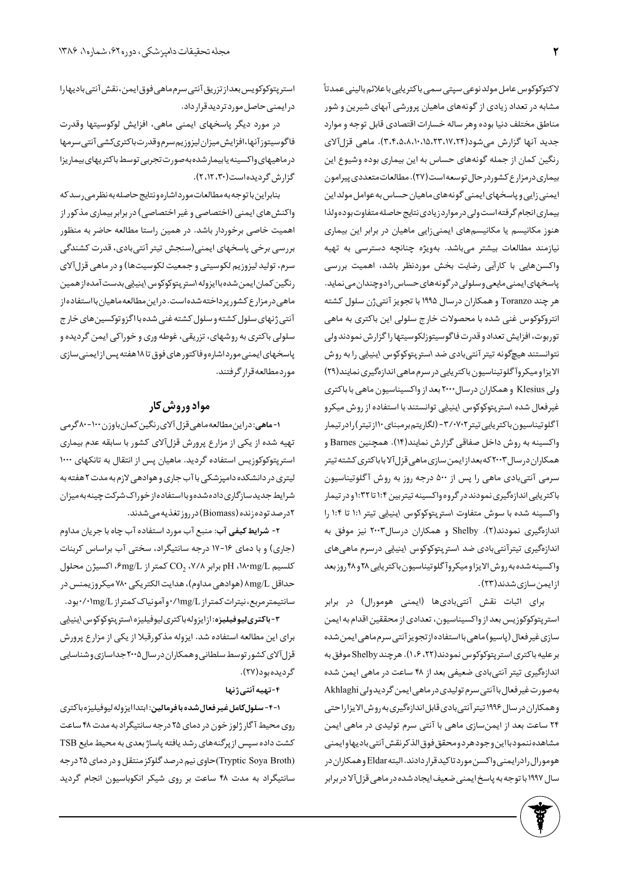لاکتوکوکوس عامل مولد نوعی سپتی سمی باکتریایی با علائم بالینی عمدتاً مشابه در تعداد زیادی از گونه‌های ماهیان پرورشی آبهای شیرین و شور مناطق مختلف دنیا بوده و هر ساله خسارات اقتصادی قابل توجه و موارد جدید آنها گزارش می‌شود(۳،۴،۵،۸،۱۰،۱۵،۲۳،۱۷،۲۴). ماهی قزل‌آلای رنگین کمان از جمله گونه‌های حساس به این بیماری بوده و شیوع این بیماری در مزارع کشور در حال توسعه است(۲۷). مطالعات متعددی پیرامون ایمنی‌زایی و پاسخهای ایمنی گونه‌های ماهیان حساس به عوامل مولد این بیماری انجام گرفته است ولی در موارد زیادی نتایج حاصله متفاوت بوده و لذا هنوز مکانیسم یا مکانیسم‌های ایمنی‌زایی ماهیان در برابر این بیماری نیازمند مطالعات بیشتر می‌باشد. بویژه چنانچه دسترسی به تهیه واکسن‌هایی با کارآیی رضایت بخش موردنظر باشد، اهمیت بررسی پاسخهای ایمنی مایعی و سلولی در گونه‌های حساس را دوچندان می‌نماید. هر چند Toranzo و همکاران درسال ۱۹۹۵ با تجویز آنتی‌ژن سلول کشته انتروکوکوس غنی شده با محصولات خارج سلولی این باکتری به ماهی توربوت، افزایش تعداد و قدرت فاگوسیتوزلکوسیتها را گزارش نمودند ولی نتوانستند هیچگونه تیتر آنتی‌بادی ضد استرپتوکوکوس اینیایی را به روش الایزا و میکروآگلوتیناسیون باکتریایی در سرم ماهی اندازه‌گیری نمایند(۲۹) ولی Klesius و همکاران درسال ۲۰۰۰ بعد از واکسیناسیون ماهی با باکتری غیرفعال شده استرپتوکوکوس اینیایی توانستند با استفاده از روش میکرو آگلوتیناسیون باکتریایی تیتر ۳/۰۷۰۲- (لگاریتم برمبنای ۱۰ از تیتر) را در تیمار واکسینه به روش داخل صفاقی گزارش نمایند(۱۴). همچنین Barnes و همکاران درسال ۲۰۰۳ که بعد از ایمن سازی ماهی قزل‌آلا با باکتری کشته تیتر سرمی آنتی‌بادی ماهی را پس از ۵۰۰ درجه روز به روش آگلوتیناسیون باکتریایی اندازه‌گیری نمودند در گروه واکسینه تیتر بین ۱:۴ تا ۱:۳۲ و در تیمار واکسینه شده با سوش متفاوت استرپتوکوکوس اینیایی تیتر ۱:۱ تا ۱:۴ را اندازه‌گیری نمودند(۲). Shelby و همکاران درسال ۲۰۰۳ نیز موفق به اندازه‌گیری تیترآنتی‌بادی ضد استرپتوکوکوس اینیایی درسرم ماهی‌های واکسینه شده به روش الایزا و میکروآگلوتیناسیون باکتریایی ۲۸ و ۴۸ روز بعد از ایمن سازی شدند(۲۳).

برای اثبات نقش آنتی‌بادی‌ها (ایمنی هومورال) در برابر استرپتوکوکوزیس بعد از واکسیناسیون، تعدادی از محققین اقدام به ایمن سازی غیرفعال (پاسیو) ماهی با استفاده از تجویز آنتی سرم ماهی ایمن شده بر علیه باکتری استرپتوکوکوس نمودند(۱،۶،۲۲). هرچند Shelby موفق به اندازه‌گیری تیتر آنتی‌بادی ضعیفی بعد از ۴۸ ساعت در ماهی ایمن شده به‌صورت غیرفعال با آنتی سرم تولیدی در ماهی ایمن گردید ولی Akhlaghi و همکاران درسال ۱۹۹۶ تیتر آنتی‌بادی قابل اندازه‌گیری به روش الایزا حتی ۲۴ ساعت بعد از ایمن‌سازی ماهی با آنتی سرم تولیدی در ماهی ایمن مشاهده ننمود با این وجود هر دو محقق فوق الذکر نقش آنتی‌بادیها و ایمنی هومورال را در ایمنی واکسن مورد تاکید قرار دادند. البته Eldar و همکاران در سال ۱۹۹۷ با توجه به پاسخ ایمنی ضعیف ایجاد شده در ماهی قزل‌آلا در برابر استرپتوکوکوزیس بعد از تزریق آنتی سرم ماهی فوق ایمن، نقش آنتی‌بادیها را در ایمنی حاصل مورد تردید قرار داد.

در مورد دیگر پاسخهای ایمنی ماهی، افزایش لوکوسیتها وقدرت فاگوسیتوز آنها، افزایش میزان لیزوزیم سرم و قدرت باکتری‌کشی آنتی‌سرمها در ماهیهای واکسینه یا بیمار شده به‌صورت تجربی توسط باکتریهای بیماریزا گزارش گردیده است(۲،۱۲،۳۰).

بنابراین با توجه به مطالعات مورد اشاره و نتایج حاصله به نظر می‌رسد که واکنش‌های ایمنی (اختصاصی و غیر اختصاصی) در برابر بیماری مذکور از اهمیت خاصی برخوردار باشد. در همین راستا مطالعه حاضر به منظور بررسی برخی پاسخهای ایمنی (سنجش تیتر آنتی‌بادی، قدرت کشندگی سرم، تولید لیزوزیم لکوسیتی و جمعیت لکوسیتها) و در ماهی قزل‌آلای رنگین کمان ایمن شده با ایزوله استرپتوکوکوس اینیایی بدست آمده از همین ماهی در مزارع کشور پرداخته شده است. در این مطالعه ماهیان با استفاده از آنتی ژنهای سلول کشته و سلول کشته غنی شده با اگزوتوکسین‌های خارج سلولی باکتری به روشهای، تزریقی، غوطه وری و خوراکی ایمن گردیده و پاسخهای ایمنی مورد اشاره و فاکتورهای فوق تا ۱۸ هفته پس از ایمنی‌سازی مورد مطالعه قرار گرفتند.

## مواد وروش کار

**۱- ماهی:** در این مطالعه ماهی قزل آلای رنگین کمان با وزن ۱۰۰-۸۰ گرمی تهیه شده از یکی از مزارع پرورش قزل‌آلای کشور با سابقه عدم بیماری استرپتوکوکوزیس استفاده گردید. ماهیان پس از انتقال به تانکهای ۱۰۰۰ لیتری در دانشکده دامپزشکی با آب جاری و هوادهی لازم به مدت ۲ هفته به شرایط جدید سازگاری داده شده و با استفاده از خوراک شرکت چینه به میزان ۲ درصد توده زنده (Biomass) در روز تغذیه می‌شدند.

**۲- شرایط کیفی آب:** منبع آب مورد استفاده آب چاه با جریان مداوم (جاری) و با دمای ۱۶-۱۷ درجه سانتیگراد، سختی آب براساس کربنات کلسیم ۱۸۰mg/L، pH برابر ۷/۸، $CO_2$ کمتر از ۶mg/L، اکسیژن محلول حداقل ۸mg/L (هوادهی مداوم)، هدایت الکتریکی ۷۸۰ میکروزیمنس در سانتیمتر مربع، نیترات کمتر از ۰/۱mg/L و آمونیاک کمتر از ۰/۰۱mg/L بود.

**۳- باکتری لیوفیلیزه:** از ایزوله باکتری لیوفیلیزه استرپتوکوکوس اینیایی برای این مطالعه استفاده شد. ایزوله مذکورقبلا از یکی از مزارع پرورش قزل‌آلای کشور توسط سلطانی و همکاران درسال ۲۰۰۵ جداسازی و شناسایی گردیده بود(۲۷).

**۴- تهیه آنتی ژنها**

**۴-۱- سلول کامل غیر فعال شده با فرمالین:** ابتدا ایزوله لیوفیلیزه باکتری روی محیط آگار ژلوز خون در دمای ۲۵ درجه سانتیگراد به مدت ۴۸ ساعت کشت داده سپس از پرگنه‌های رشد یافته پاساژ بعدی به محیط مایع TSB (Tryptic Soya Broth) حاوی نیم درصد گلوکز منتقل و در دمای ۲۵ درجه سانتیگراد به مدت ۴۸ ساعت بر روی شیکر انکوباسیون انجام گردید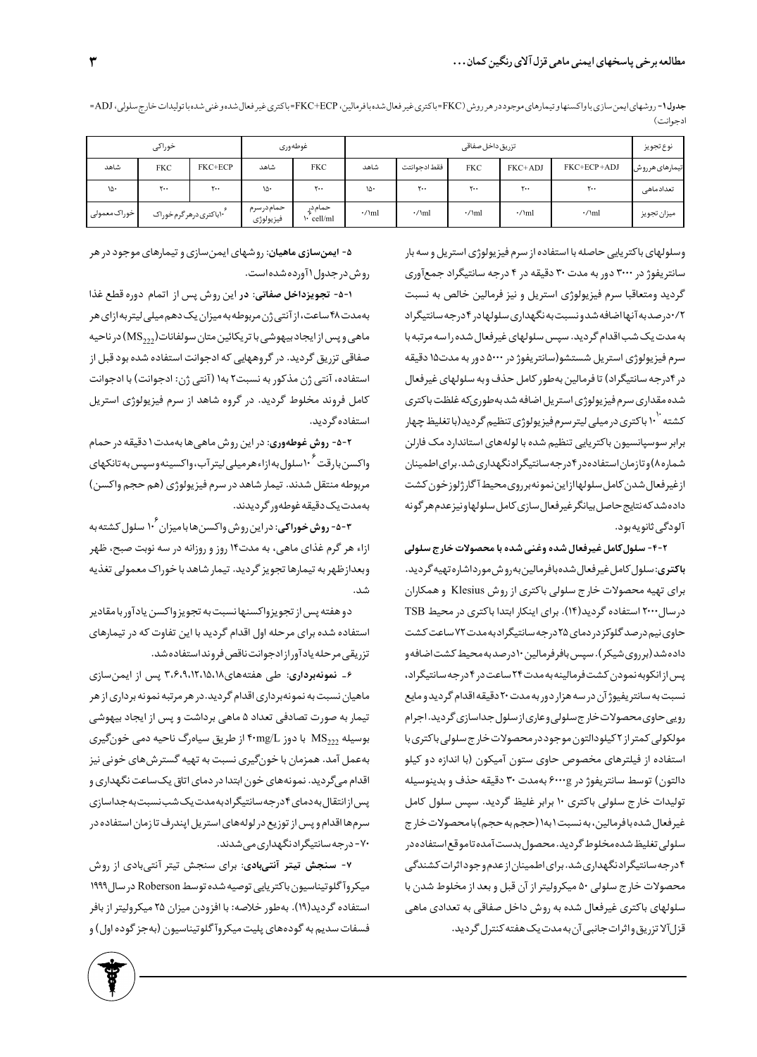جدول ۱- روشهای ایمن سازی با واکسنها و تیمارهای موجود در هر روش (FKC=باکتری غیر فعال شده با فرمالین، FKC+ECP=باکتری غیر فعال شده و غنی شده با تولیدات خارج سلولی، ADJ= ادجوانت)

| نوع تجویز | تزریق داخل صفاقی | | | | | غوطه وری | | خوراکی | | |
|---|---|---|---|---|---|---|---|---|---|---|
| تیمارهای هر روش | FKC+ECP+ADJ | FKC+ADJ | FKC | فقط ادجوانت | شاهد | FKC | شاهد | FKC+ECP | FKC | شاهد |
| تعداد ماهی | ۲۰۰ | ۲۰۰ | ۲۰۰ | ۲۰۰ | ۱۵۰ | ۲۰۰ | ۱۵۰ | ۲۰۰ | ۲۰۰ | ۱۵۰ |
| میزان تجویز | ۰/۱ml | ۰/۱ml | ۰/۱ml | ۰/۱ml | ۰/۱ml | حمام در $10^6$ cell/ml | حمام در سرم فیزیولوژی | $10^6$ باکتری در هر گرم خوراک | | خوراک معمولی |

وسلولهای باکتریایی حاصله با استفاده از سرم فیزیولوژی استریل و سه بار سانتریفوژ در ۳۰۰۰ دور به مدت ۳۰ دقیقه در ۴ درجه سانتیگراد جمع‌آوری گردید ومتعاقبا سرم فیزیولوژی استریل و نیز فرمالین خالص به نسبت ۰/۲درصد به آنها اضافه شد و نسبت به نگهداری سلولها در ۴ درجه سانتیگراد به مدت یک شب اقدام گردید. سپس سلولهای غیرفعال شده را سه مرتبه با سرم فیزیولوژی استریل شستشو(سانتریفوژ در ۵۰۰۰ دور به مدت۱۵ دقیقه در ۴درجه سانتیگراد) تا فرمالین به‌طور کامل حذف و به سلولهای غیرفعال شده مقداری سرم فیزیولوژی استریل اضافه شد به‌طوری‌که غلظت باکتری کشته $10^{10}$ باکتری در میلی لیتر سرم فیزیولوژی تنظیم گردید(با تغلیظ چهار برابر سوسپانسیون باکتریایی تنظیم شده با لوله‌های استاندارد مک فارلن شماره ۸) و تازمان استفاده در ۴ درجه سانتیگراد نگهداری شد. برای اطمینان از غیرفعال شدن کامل سلولها از این نمونه بر روی محیط آگار ژلوز خون کشت داده شد که نتایج حاصل بیانگر غیرفعال سازی کامل سلولها و نیز عدم هرگونه آلودگی ثانویه بود.

**۴-۲- سلول کامل غیرفعال شده وغنی شده با محصولات خارج سلولی باکتری:** سلول کامل غیرفعال شده با فرمالین به روش مورد اشاره تهیه گردید. برای تهیه محصولات خارج سلولی باکتری از روش Klesius و همکاران در سال ۲۰۰۰ استفاده گردید(۱۴). برای اینکار ابتدا باکتری در محیط TSB حاوی نیم درصد گلوکز در دمای ۲۵ درجه سانتیگراد به مدت ۷۲ ساعت کشت داده شد (بر روی شیکر). سپس با فرمالین ۱۰ درصد به محیط کشت اضافه و پس از انکوبه نمودن کشت فرمالینه به مدت ۲۴ ساعت در ۴ درجه سانتیگراد، نسبت به سانتریفیوژ آن در سه هزار دور به مدت ۲۰ دقیقه اقدام گردید و مایع رویی حاوی محصولات خارج سلولی وعاری از سلول جداسازی گردید. اجرام مولکولی کمتر از ۲ کیلودالتون موجود در محصولات خارج سلولی باکتری با استفاده از فیلترهای مخصوص حاوی ستون آمیکون (با اندازه دو کیلو دالتون) توسط سانتریفوژ در ۶۰۰۰g به‌مدت ۳۰ دقیقه حذف و بدینوسیله تولیدات خارج سلولی باکتری ۱۰ برابر غلیظ گردید. سپس سلول کامل غیرفعال شده با فرمالین، به نسبت ۱ به ۱ (حجم به حجم) با محصولات خارج سلولی تغلیظ شده مخلوط گردید. محصول بدست آمده تا موقع استفاده در ۴ درجه سانتیگراد نگهداری شد. برای اطمینان از عدم وجود اثرات کشندگی محصولات خارج سلولی ۵۰ میکرولیتر از آن قبل و بعد از مخلوط شدن با سلولهای باکتری غیرفعال شده به روش داخل صفاقی به تعدادی ماهی قزل‌آلا تزریق و اثرات جانبی آن به مدت یک هفته کنترل گردید.

**۵- ایمن‌سازی ماهیان:** روشهای ایمن‌سازی و تیمارهای موجود در هر روش در جدول ۱ آورده شده است.

**۱-۵- تجویزداخل صفاقی:** در این روش پس از اتمام دوره قطع غذا به‌مدت ۴۸ ساعت، از آنتی ژن مربوطه به میزان یک دهم میلی لیتر به ازای هر ماهی و پس از ایجاد بیهوشی با تریکائین متان سولفانات($MS_{222}$) در ناحیه صفاقی تزریق گردید. در گروههایی که ادجوانت استفاده شده بود قبل از استفاده، آنتی ژن مذکور به نسبت ۲ به ۱ (آنتی ژن: ادجوانت) با ادجوانت کامل فروند مخلوط گردید. در گروه شاهد از سرم فیزیولوژی استریل استفاده گردید.

**۲-۵- روش غوطه‌وری:** در این روش ماهی‌ها به‌مدت ۱ دقیقه در حمام واکسن با رقت $10^6$ سلول به ازاء هر میلی لیتر آب، واکسینه و سپس به تانکهای مربوطه منتقل شدند. تیمار شاهد در سرم فیزیولوژی (هم حجم واکسن) به‌مدت یک دقیقه غوطه‌ور گردیدند.

**۳-۵- روش خوراکی:** در این روش واکسن‌ها با میزان $10^6$ سلول کشته به ازاء هر گرم غذای ماهی، به مدت ۱۴ روز و روزانه در سه نوبت صبح، ظهر وبعدازظهر به تیمارها تجویز گردید. تیمار شاهد با خوراک معمولی تغذیه شد.

دو هفته پس از تجویز واکسنها نسبت به تجویز واکسن یادآور با مقادیر استفاده شده برای مرحله اول اقدام گردید با این تفاوت که در تیمارهای تزریقی مرحله یادآور از ادجوانت ناقص فروند استفاده شد.

**۶- نمونه‌برداری:** طی هفته‌های ۳،۶،۹،۱۲،۱۵،۱۸ پس از ایمن‌سازی ماهیان نسبت به نمونه‌برداری اقدام گردید. در هر مرتبه نمونه برداری از هر تیمار به صورت تصادفی تعداد ۵ ماهی برداشت و پس از ایجاد بیهوشی بوسیله $MS_{222}$ با دوز ۴۰mg/L از طریق سیاهرگ ناحیه دمی خون‌گیری به‌عمل آمد. همزمان با خون‌گیری نسبت به تهیه گسترش‌های خونی نیز اقدام می‌گردید. نمونه‌های خون ابتدا در دمای اتاق یک ساعت نگهداری و پس از انتقال به دمای ۴ درجه سانتیگراد به مدت یک شب نسبت به جداسازی سرمها اقدام و پس از توزیع در لوله‌های استریل اپندرف تا زمان استفاده در ۷۰- درجه سانتیگراد نگهداری می‌شدند.

**۷- سنجش تیتر آنتی‌بادی:** برای سنجش تیتر آنتی‌بادی از روش میکروآگلوتیناسیون باکتریایی توصیه شده توسط Roberson در سال ۱۹۹۹ استفاده گردید(۱۹). به‌طور خلاصه: با افزودن میزان ۲۵ میکرولیتر از بافر فسفات سدیم به گوده‌های پلیت میکروآگلوتیناسیون (به‌جز گوده اول) و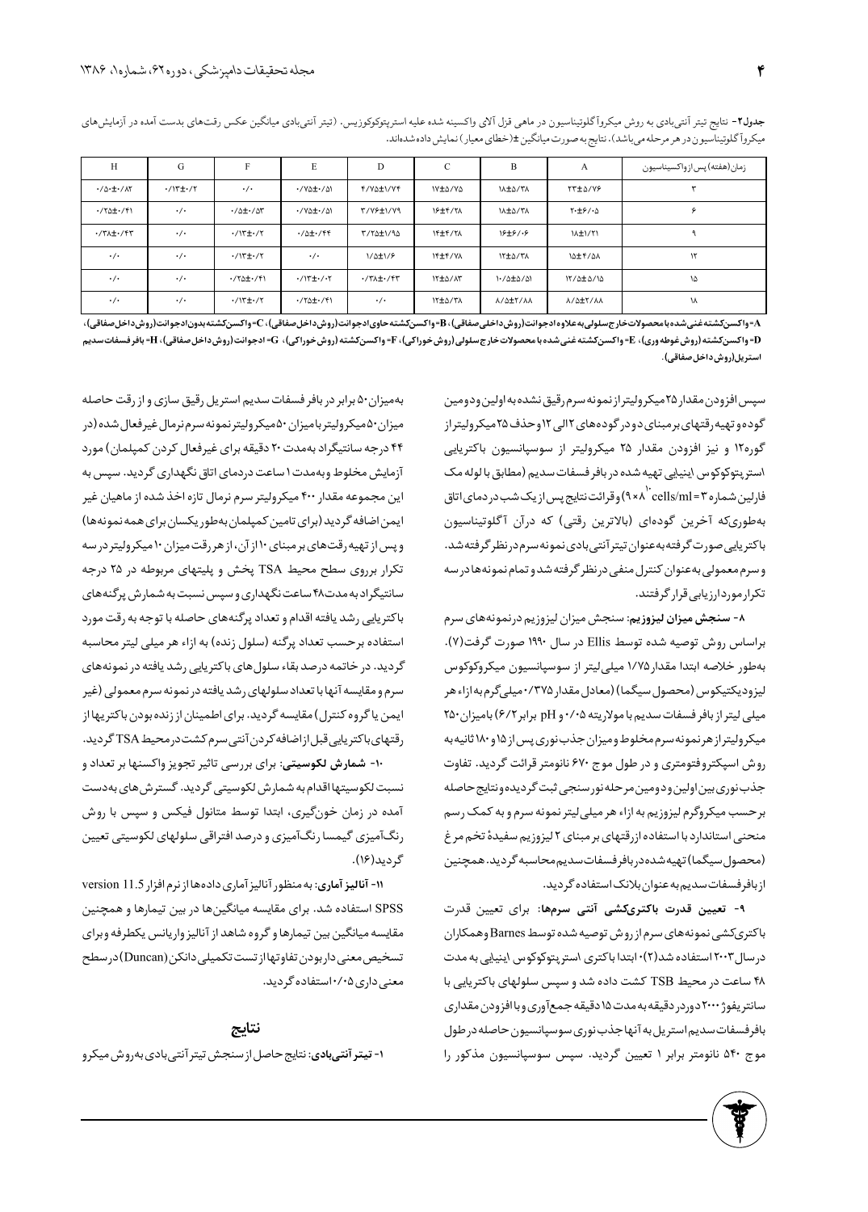**جدول۲**- نتایج تیتر آنتی‌بادی به روش میکروآگلوتیناسیون در ماهی قزل آلای واکسینه شده علیه استرپتوکوکوزیس. (تیتر آنتی‌بادی میانگین عکس رقت‌های بدست آمده در آزمایش‌های میکروآگلوتیناسیون در هر مرحله می‌باشد). نتایج به صورت میانگین ±(خطای معیار) نمایش داده شده‌اند.

| زمان(هفته) پس از واکسیناسیون | A | B | C | D | E | F | G | H |
|---|---|---|---|---|---|---|---|---|
| ۳ | ۲۳±۵/۷۶ | ۱۸±۵/۳۸ | ۱۷±۵/۷۵ | ۴/۷۵±۱/۷۴ | ۰/۷۵±۰/۵۱ | ۰/۰ | ۰/۱۳±۰/۲ | ۰/۵۰±۰/۸۲ |
| ۶ | ۲۰±۶/۰۵ | ۱۸±۵/۳۸ | ۱۶±۴/۲۸ | ۳/۷۶±۱/۷۹ | ۰/۷۵±۰/۵۱ | ۰/۵±۰/۵۳ | ۰/۰ | ۰/۲۵±۰/۴۱ |
| ۹ | ۱۸±۱/۲۱ | ۱۶±۶/۰۶ | ۱۴±۴/۲۸ | ۳/۲۵±۱/۹۵ | ۰/۵±۰/۴۴ | ۰/۱۳±۰/۲ | ۰/۰ | ۰/۳۸±۰/۴۳ |
| ۱۲ | ۱۵±۴/۵۸ | ۱۲±۵/۳۸ | ۱۴±۴/۷۸ | ۱/۵±۱/۶ | ۰/۰ | ۰/۱۳±۰/۲ | ۰/۰ | ۰/۰ |
| ۱۵ | ۱۲/۵±۵/۱۵ | ۱۰/۵±۵/۵۱ | ۱۲±۵/۸۳ | ۰/۳۸±۰/۴۳ | ۰/۱۳±۰/۰۲ | ۰/۲۵±۰/۴۱ | ۰/۰ | ۰/۰ |
| ۱۸ | ۸/۵±۲/۸۸ | ۸/۵±۲/۸۸ | ۱۲±۵/۳۸ | ۰/۰ | ۰/۲۵±۰/۴۱ | ۰/۱۳±۰/۲ | ۰/۰ | ۰/۰ |

**A**= واکسن کشته غنی شده با محصولات خارج سلولی به علاوه ادجوانت (روش داخل صفاقی)، **B**= واکسن کشته حاوی ادجوانت (روش داخل صفاقی)، **C**= واکسن کشته بدون ادجوانت (روش داخل صفاقی)، **D**= واکسن کشته (روش غوطه وری)، **E**= واکسن کشته غنی شده با محصولات خارج سلولی (روش خوراکی)، **F**= واکسن کشته (روش خوراکی)، **G**= ادجوانت (روش داخل صفاقی)، **H**= بافر فسفات سدیم استریل (روش داخل صفاقی).

سپس افزودن مقدار ۲۵ میکرولیتر از نمونه سرم رقیق نشده به اولین و دومین گوده و تهیه رقتهای برمبنای دو در گوده‌های ۲ الی ۱۲ و حذف ۲۵ میکرولیتر از گوره۱۲ و نیز افزودن مقدار ۲۵ میکرولیتر از سوسپانسیون باکتریایی استرپتوکوکوس اینیایی تهیه شده در بافر فسفات سدیم (مطابق با لوله مک فارلین شماره ۳ = $9\times10^{8}$ cells/ml) و قرائت نتایج پس از یک شب در دمای اتاق به طوریکه آخرین گوده‌ای (بالاترین رقتی) که درآن آگلوتیناسیون باکتریایی صورت گرفته به عنوان تیتر آنتی‌بادی نمونه سرم در نظر گرفته شد. وسرم معمولی به عنوان کنترل منفی در نظر گرفته شد و تمام نمونه‌ها در سه تکرار مورد ارزیابی قرار گرفتند.

**۸- سنجش میزان لیزوزیم**: سنجش میزان لیزوزیم در نمونه‌های سرم براساس روش توصیه شده توسط Ellis در سال ۱۹۹۰ صورت گرفت(۷). به‌طور خلاصه ابتدا مقدار ۱/۷۵ میلی‌لیتر از سوسپانسیون میکروکوکوس لیزودیکتیکوس (محصول سیگما) (معادل مقدار ۰/۳۷۵ میلی‌گرم به ازاء هر میلی لیتر از بافر فسفات سدیم با مولاریته ۰/۰۵ و pH برابر ۶/۲) با میزان ۲۵۰ میکرولیتر از هر نمونه سرم مخلوط و میزان جذب نوری پس از ۱۵ و ۱۸۰ ثانیه به روش اسپکتروفتومتری و در طول موج ۶۷۰ نانومتر قرائت گردید. تفاوت جذب نوری بین اولین و دومین مرحله نورسنجی ثبت گردیده و نتایج حاصله برحسب میکروگرم لیزوزیم به ازاء هر میلی لیتر نمونه سرم و به کمک رسم منحنی استاندارد با استفاده از رقتهای بر مبنای ۲ لیزوزیم سفیدهٔ تخم مرغ (محصول سیگما) تهیه شده در بافر فسفات سدیم محاسبه گردید. همچنین از بافر فسفات سدیم به عنوان بلانک استفاده گردید.

**۹- تعیین قدرت باکتری‌کشی آنتی سرمها**: برای تعیین قدرت باکتری‌کشی نمونه‌های سرم از روش توصیه شده توسط Barnes و همکاران در سال ۲۰۰۳ استفاده شد(۲). ابتدا باکتری استرپتوکوکوس اینیایی به مدت ۴۸ ساعت در محیط TSB کشت داده شد و سپس سلولهای باکتریایی با سانتریفوژ ۲۰۰۰ دور در دقیقه به مدت ۱۵ دقیقه جمع‌آوری و با افزودن مقداری بافر فسفات سدیم استریل به آنها جذب نوری سوسپانسیون حاصله در طول موج ۵۴۰ نانومتر برابر ۱ تعیین گردید. سپس سوسپانسیون مذکور را به‌میزان ۵۰ برابر در بافر فسفات سدیم استریل رقیق سازی و از رقت حاصله میزان ۵۰ میکرولیتر با میزان ۵۰ میکرولیتر نمونه سرم نرمال غیرفعال شده (در ۴۴ درجه سانتیگراد به‌مدت ۲۰ دقیقه برای غیرفعال کردن کمپلمان) مورد آزمایش مخلوط و به‌مدت ۱ ساعت در دمای اتاق نگهداری گردید. سپس به این مجموعه مقدار ۴۰۰ میکرولیتر سرم نرمال تازه اخذ شده از ماهیان غیر ایمن اضافه گردید (برای تامین کمپلمان به‌طور یکسان برای همه نمونه‌ها) و پس از تهیه رقت‌های بر مبنای ۱۰ از آن، از هر رقت میزان ۱۰ میکرولیتر در سه تکرار بر روی سطح محیط TSA پخش و پلیتهای مربوطه در ۲۵ درجه سانتیگراد به مدت ۴۸ ساعت نگهداری و سپس نسبت به شمارش پرگنه‌های باکتریایی رشد یافته اقدام و تعداد پرگنه‌های حاصله با توجه به رقت مورد استفاده برحسب تعداد پرگنه (سلول زنده) به ازاء هر میلی لیتر محاسبه گردید. در خاتمه درصد بقاء سلول‌های باکتریایی رشد یافته در نمونه‌های سرم و مقایسه آنها با تعداد سلولهای رشد یافته در نمونه سرم معمولی (غیر ایمن یا گروه کنترل) مقایسه گردید. برای اطمینان از زنده بودن باکتریها از رقتهای باکتریایی قبل از اضافه کردن آنتی سرم کشت در محیط TSA گردید.

**۱۰- شمارش لکوسیتی**: برای بررسی تاثیر تجویز واکسنها بر تعداد و نسبت لکوسیتها اقدام به شمارش لکوسیتی گردید. گسترش‌های به‌دست آمده در زمان خون‌گیری، ابتدا توسط متانول فیکس و سپس با روش رنگ‌آمیزی گیمسا رنگ‌آمیزی و درصد افتراقی سلولهای لکوسیتی تعیین گردید(۱۶).

**۱۱- آنالیز آماری**: به منظور آنالیز آماری داده‌ها از نرم افزار SPSS version 11.5 استفاده شد. برای مقایسه میانگین‌ها در بین تیمارها و همچنین مقایسه میانگین بین تیمارها و گروه شاهد از آنالیز واریانس یکطرفه و برای تشخیص معنی‌دار بودن تفاوتها از تست تکمیلی دانکن (Duncan) در سطح معنی‌داری ۰/۰۵ استفاده گردید.

## نتایج

**۱- تیتر آنتی‌بادی**: نتایج حاصل از سنجش تیتر آنتی‌بادی به روش میکرو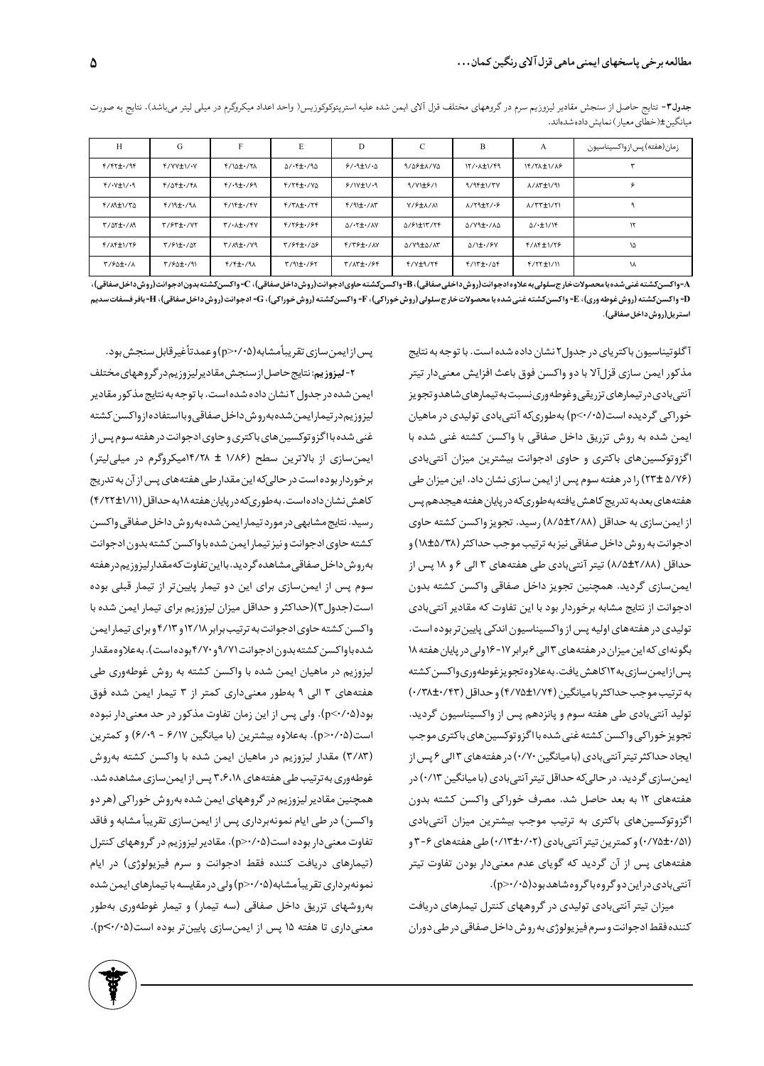**جدول۳-** نتایج حاصل از سنجش مقادیر لیزوزیم سرم در گروههای مختلف قزل آلای ایمن شده علیه استرپتوکوکوزیس( واحد اعداد میکروگرم در میلی لیتر می‌باشد). نتایج به صورت میانگین±(خطای معیار) نمایش داده شده‌اند.

| زمان(هفته) پس از واکسیناسیون | A | B | C | D | E | F | G | H |
|---|---|---|---|---|---|---|---|---|
| ۳ | ۱۴/۲۸±۱/۸۶ | ۱۲/۰۸±۱/۴۹ | ۹/۵۶±۸/۷۵ | ۶/۰۹±۱/۰۵ | ۵/۰۴±۰/۹۵ | ۴/۱۵±۰/۲۸ | ۴/۷۷±۱/۰۷ | ۴/۴۲±۰/۹۴ |
| ۶ | ۸/۸۳±۱/۹۱ | ۹/۹۴±۱/۳۷ | ۹/۷۱±۶/۱ | ۶/۱۷±۱/۰۹ | ۴/۲۴±۰/۷۵ | ۴/۰۹±۰/۶۹ | ۴/۵۴±۰/۴۸ | ۴/۰۷±۱/۰۹ |
| ۹ | ۸/۳۳±۱/۲۱ | ۸/۲۹±۲/۰۶ | ۷/۶±۸/۸۱ | ۴/۹۱±۰/۸۳ | ۴/۳۸±۰/۲۴ | ۴/۱۴±۰/۴۷ | ۴/۱۹±۰/۹۸ | ۴/۸۹±۱/۳۵ |
| ۱۲ | ۵/۰±۱/۱۴ | ۵/۷۹±۰/۸۵ | ۵/۶۱±۱۳/۲۴ | ۵/۰۲±۰/۸۷ | ۴/۲۶±۰/۶۴ | ۳/۰۸±۰/۴۷ | ۳/۶۳±۰/۷۲ | ۳/۵۲±۰/۸۹ |
| ۱۵ | ۴/۸۴±۱/۲۶ | ۵/۱±۰/۶۷ | ۵/۷۹±۵/۸۳ | ۴/۳۶±۰/۸۷ | ۳/۶۴±۰/۵۶ | ۳/۸۹±۰/۷۹ | ۳/۶۱±۰/۵۲ | ۴/۸۴±۱/۲۶ |
| ۱۸ | ۴/۲۲±۱/۱۱ | ۴/۱۳±۰/۵۴ | ۴/۷±۹/۲۴ | ۳/۸۳±۰/۶۴ | ۳/۹۱±۰/۶۲ | ۴/۴±۰/۹۸ | ۳/۶۵±۰/۹۱ | ۳/۶۵±۰/۸ |

**A**=واکسن کشته غنی شده با محصولات خارج سلولی به علاوه ادجوانت (روش داخل صفاقی)، **B**= واکسن کشته حاوی ادجوانت (روش داخل صفاقی)، **C**= واکسن کشته بدون ادجوانت (روش داخل صفاقی)، **D**= واکسن کشته (روش غوطه وری)، **E**= واکسن کشته غنی شده با محصولات خارج سلولی (روش خوراکی)، **F**= واکسن کشته (روش خوراکی)، **G**= ادجوانت (روش داخل صفاقی)، **H**= بافر فسفات سدیم استریل (روش داخل صفاقی).

آگلوتیناسیون باکتریای در جدول ۲ نشان داده شده است. با توجه به نتایج مذکور ایمن سازی قزل‌آلا با دو واکسن فوق باعث افزایش معنی‌دار تیتر آنتی‌بادی در تیمارهای تزریقی و غوطه‌وری نسبت به تیمارهای شاهد و تجویز خوراکی گردیده است(p<۰/۰۵) به‌طوری‌که آنتی‌بادی تولیدی در ماهیان ایمن شده به روش تزریق داخل صفاقی با واکسن کشته غنی شده با اگزوتوکسین‌های باکتری و حاوی ادجوانت بیشترین میزان آنتی‌بادی (۲۳±۵/۷۶) را در هفته سوم پس از ایمن سازی نشان داد. این میزان طی هفته‌های بعد به تدریج کاهش یافته به‌طوری‌که در پایان هفته هیجدهم پس از ایمن سازی به حداقل (۸/۵±۲/۸۸) رسید. تجویز واکسن کشته حاوی ادجوانت به روش داخل صفاقی نیز به ترتیب موجب حداکثر (۱۸±۵/۳۸) و حداقل (۸/۵±۲/۸۸) تیتر آنتی‌بادی طی هفته‌های ۳ الی ۶ و ۱۸ پس از ایمن‌سازی گردید. همچنین تجویز داخل صفاقی واکسن کشته بدون ادجوانت از نتایج مشابه برخوردار بود با این تفاوت که مقادیر آنتی‌بادی تولیدی در هفته‌های اولیه پس از واکسیناسیون اندکی پایین‌تر بوده است. بگونه‌ای که این میزان در هفته‌های ۳ الی ۶ برابر ۱۷-۱۶ ولی در پایان هفته ۱۸ پس از ایمن‌سازی به ۱۲ کاهش یافت. به‌علاوه تجویز غوطه‌وری واکسن کشته به ترتیب موجب حداکثر با میانگین (۴/۷۵±۱/۷۴) و حداقل (۰/۳۸±۰/۴۳) تولید آنتی‌بادی طی هفته سوم و پانزدهم پس از واکسیناسیون گردید. تجویز خوراکی واکسن کشته غنی شده با اگزوتوکسین‌های باکتری موجب ایجاد حداکثر تیتر آنتی‌بادی (با میانگین ۰/۷۰) در هفته‌های ۳ الی ۶ پس از ایمن‌سازی گردید. در حالی‌که حداقل تیتر آنتی‌بادی (با میانگین ۰/۱۳) در هفته‌های ۱۲ به بعد حاصل شد. مصرف خوراکی واکسن کشته بدون اگزوتوکسین‌های باکتری به ترتیب موجب بیشترین میزان آنتی‌بادی (۰/۷۵±۰/۵۱) و کمترین تیتر آنتی‌بادی (۰/۱۳±۰/۰۲) طی هفته‌های ۶-۳ و هفته‌های پس از آن گردید که گویای عدم معنی‌دار بودن تفاوت تیتر آنتی‌بادی در این دو گروه با گروه شاهد بود(p>۰/۰۵).

میزان تیتر آنتی‌بادی تولیدی در گروههای کنترل تیمارهای دریافت کننده فقط ادجوانت و سرم فیزیولوژی به روش داخل صفاقی در طی دوران پس از ایمن‌سازی تقریباً مشابه(p>۰/۰۵) و عمدتاً غیرقابل سنجش بود.

**۲- لیزوزیم:** نتایج حاصل از سنجش مقادیر لیزوزیم در گروههای مختلف ایمن شده در جدول ۲ نشان داده شده است. با توجه به نتایج مذکور مقادیر لیزوزیم در تیمار ایمن شده به روش داخل صفاقی و با استفاده از واکسن کشته غنی شده با اگزوتوکسین‌های باکتری و حاوی ادجوانت در هفته سوم پس از ایمن‌سازی از بالاترین سطح (۱/۸۶ ± ۱۴/۲۸ میکروگرم در میلی‌لیتر) برخوردار بوده است در حالی‌که این مقدار طی هفته‌های پس از آن به تدریج کاهش نشان داده است. به‌طوری‌که در پایان هفته ۱۸ به حداقل (۴/۲۲±۱/۱۱) رسید. نتایج مشابهی در مورد تیمار ایمن شده به روش داخل صفاقی واکسن کشته حاوی ادجوانت و نیز تیمار ایمن شده با واکسن کشته بدون ادجوانت به روش داخل صفاقی مشاهده گردید. با این تفاوت که مقدار لیزوزیم در هفته سوم پس از ایمن‌سازی برای این دو تیمار پایین‌تر از تیمار قبلی بوده است(جدول۳)(حداکثر و حداقل میزان لیزوزیم برای تیمار ایمن شده با واکسن کشته حاوی ادجوانت به ترتیب برابر ۱۲/۱۸ و ۴/۱۳ و برای تیمار ایمن شده با واکسن کشته بدون ادجوانت ۹/۷۱ و ۴/۷۰ بوده است). به‌علاوه مقدار لیزوزیم در ماهیان ایمن شده با واکسن کشته به روش غوطه‌وری طی هفته‌های ۳ الی ۹ به‌طور معنی‌داری کمتر از ۳ تیمار ایمن شده فوق بود(p<۰/۰۵). ولی پس از این زمان تفاوت مذکور در حد معنی‌دار نبوده است(p>۰/۰۵). به‌علاوه بیشترین (با میانگین ۶/۱۷ - ۶/۰۹) و کمترین (۳/۸۳) مقدار لیزوزیم در ماهیان ایمن شده با واکسن کشته به‌روش غوطه‌وری به‌ترتیب طی هفته‌های ۳،۶،۱۸ پس از ایمن‌سازی مشاهده شد. همچنین مقادیر لیزوزیم در گروههای ایمن شده به‌روش خوراکی (هر دو واکسن) در طی ایام نمونه‌برداری پس از ایمن‌سازی تقریباً مشابه و فاقد تفاوت معنی‌دار بوده است(p>۰/۰۵). مقادیر لیزوزیم در گروههای کنترل (تیمارهای دریافت کننده فقط ادجوانت و سرم فیزیولوژی) در ایام نمونه‌برداری تقریباً مشابه(p>۰/۰۵) ولی در مقایسه با تیمارهای ایمن شده به‌روشهای تزریق داخل صفاقی (سه تیمار) و تیمار غوطه‌وری به‌طور معنی‌داری تا هفته ۱۵ پس از ایمن‌سازی پایین‌تر بوده است(p<۰/۰۵).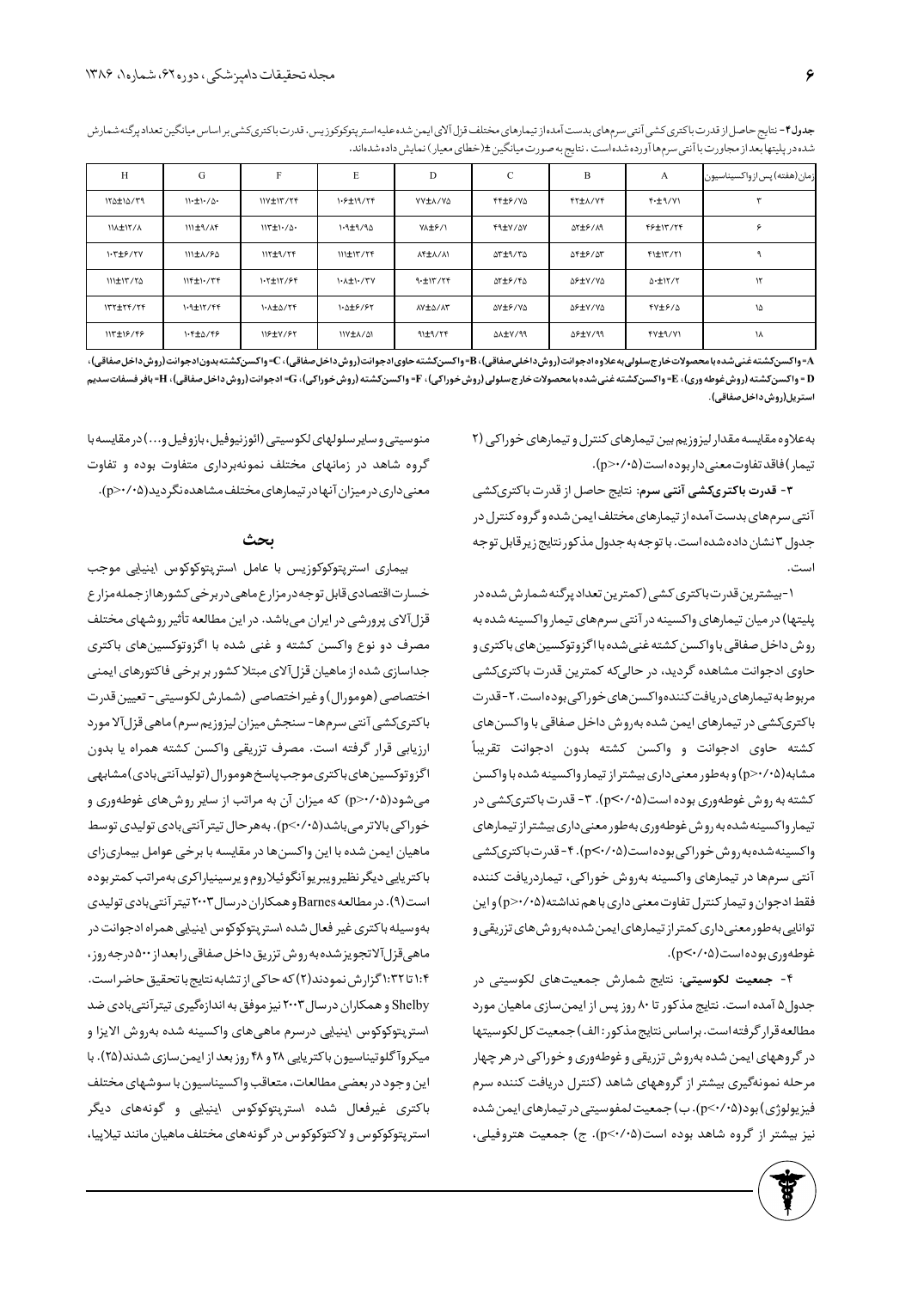**جدول۴-** نتایج حاصل از قدرت باکتری کشی آنتی سرم‌های بدست آمده از تیمارهای مختلف قزل آلای ایمن شده علیه استرپتوکوکوزیس. قدرت باکتری‌کشی بر اساس میانگین تعداد پرگنه شمارش شده در پلیتها بعد از مجاورت با آنتی سرم‌ها آورده شده است. نتایج به صورت میانگین ±(خطای معیار) نمایش داده شده‌اند.

| زمان (هفته) پس از واکسیناسیون | A | B | C | D | E | F | G | H |
|---|---|---|---|---|---|---|---|---|
| ۳ | ۴۰±۹/۷۱ | ۴۲±۸/۷۴ | ۴۴±۶/۷۵ | ۷۷±۸/۷۵ | ۱۰۶±۱۹/۲۴ | ۱۱۷±۱۳/۲۴ | ۱۱۰±۱۰/۵۰ | ۱۲۵±۱۵/۳۹ |
| ۶ | ۴۶±۱۳/۲۴ | ۵۲±۶/۸۹ | ۴۹±۷/۵۷ | ۷۸±۶/۱ | ۱۰۹±۹/۹۵ | ۱۱۳±۱۰/۵۰ | ۱۱۱±۹/۸۴ | ۱۱۸±۱۲/۸ |
| ۹ | ۴۱±۱۳/۲۱ | ۵۴±۶/۵۳ | ۵۳±۹/۳۵ | ۸۴±۸/۸۱ | ۱۱۱±۱۳/۲۴ | ۱۱۲±۹/۲۴ | ۱۱۱±۸/۶۵ | ۱۰۳±۶/۲۷ |
| ۱۲ | ۵۰±۱۲/۲ | ۵۶±۷/۷۵ | ۵۲±۶/۴۵ | ۹۰±۱۳/۲۴ | ۱۰۸±۱۰/۳۷ | ۱۰۲±۱۲/۶۴ | ۱۱۴±۱۰/۳۴ | ۱۱۱±۱۳/۲۵ |
| ۱۵ | ۴۷±۶/۵ | ۵۶±۷/۷۵ | ۵۷±۶/۷۵ | ۸۷±۵/۸۳ | ۱۰۵±۶/۶۲ | ۱۰۸±۵/۲۴ | ۱۰۹±۱۲/۴۴ | ۱۳۲±۲۴/۲۴ |
| ۱۸ | ۴۷±۹/۷۱ | ۵۶±۹/۹۹ | ۵۸±۷/۹۹ | ۹۱±۹/۲۴ | ۱۱۷±۸/۵۱ | ۱۱۶±۷/۶۲ | ۱۰۴±۵/۴۶ | ۱۱۳±۱۶/۴۶ |

**A**= واکسن کشته غنی شده با محصولات خارج سلولی به علاوه ادجوانت (روش داخل صفاقی)، **B**= واکسن کشته حاوی ادجوانت (روش داخل صفاقی)، **C**= واکسن کشته بدون ادجوانت (روش داخل صفاقی)، **D** = واکسن کشته (روش غوطه وری)، **E**= واکسن کشته غنی شده با محصولات خارج سلولی (روش خوراکی)، **F**= واکسن کشته (روش خوراکی)، **G**= ادجوانت (روش داخل صفاقی)، **H**= بافر فسفات سدیم استریل (روش داخل صفاقی).

به‌علاوه مقایسه مقدار لیزوزیم بین تیمارهای کنترل و تیمارهای خوراکی (۲ تیمار) فاقد تفاوت معنی‌دار بوده است (p>۰/۰۵).

**۳- قدرت باکتری‌کشی آنتی سرم:** نتایج حاصل از قدرت باکتری‌کشی آنتی سرم‌های بدست آمده از تیمارهای مختلف ایمن شده و گروه کنترل در جدول ۳ نشان داده شده است. با توجه به جدول مذکور نتایج زیر قابل توجه است.

۱- بیشترین قدرت باکتری کشی (کمترین تعداد پرگنه شمارش شده در پلیتها) در میان تیمارهای واکسینه در آنتی سرم‌های تیمار واکسینه شده به روش داخل صفاقی با واکسن کشته غنی‌شده با اگزوتوکسین‌های باکتری و حاوی ادجوانت مشاهده گردید، در حالی‌که کمترین قدرت باکتری‌کشی مربوط به تیمارهای دریافت‌کننده واکسن‌های خوراکی بوده است. ۲- قدرت باکتری‌کشی در تیمارهای ایمن شده به‌روش داخل صفاقی با واکسن‌های کشته حاوی ادجوانت و واکسن کشته بدون ادجوانت تقریباً مشابه (p>۰/۰۵) و به‌طور معنی‌داری بیشتر از تیمار واکسینه شده با واکسن کشته به روش غوطه‌وری بوده است (p<۰/۰۵). ۳- قدرت باکتری‌کشی در تیمار واکسینه شده به روش غوطه‌وری به‌طور معنی‌داری بیشتر از تیمارهای واکسینه شده به روش خوراکی بوده است (p<۰/۰۵). ۴- قدرت باکتری‌کشی آنتی سرم‌ها در تیمارهای واکسینه به‌روش خوراکی، تیمار دریافت کننده فقط ادجوان و تیمار کنترل تفاوت معنی داری با هم نداشته (p>۰/۰۵) و این توانایی به‌طور معنی‌داری کمتر از تیمارهای ایمن شده به‌روش‌های تزریقی و غوطه‌وری بوده است (p<۰/۰۵).

**۴- جمعیت لکوسیتی:** نتایج شمارش جمعیت‌های لکوسیتی در جدول ۵ آمده است. نتایج مذکور تا ۸۰ روز پس از ایمن‌سازی ماهیان مورد مطالعه قرار گرفته است. براساس نتایج مذکور: الف) جمعیت کل لکوسیتها در گروههای ایمن شده به‌روش تزریقی و غوطه‌وری و خوراکی در هر چهار مرحله نمونه‌گیری بیشتر از گروههای شاهد (کنترل دریافت کننده سرم فیزیولوژی) بود (p<۰/۰۵). ب) جمعیت لمفوسیتی در تیمارهای ایمن شده نیز بیشتر از گروه شاهد بوده است (p<۰/۰۵). ج) جمعیت هتروفیلی، منوسیتی و سایر سلولهای لکوسیتی (ائوزینوفیل، بازوفیل و...) در مقایسه با گروه شاهد در زمانهای مختلف نمونه‌برداری متفاوت بوده و تفاوت معنی‌داری در میزان آنها در تیمارهای مختلف مشاهده نگردید (p>۰/۰۵).

## بحث

بیماری استرپتوکوکوزیس با عامل استرپتوکوکوس اینیایی موجب خسارت اقتصادی قابل توجه در مزارع ماهی در برخی کشورها از جمله مزارع قزل‌آلای پرورشی در ایران می‌باشد. در این مطالعه تأثیر روشهای مختلف مصرف دو نوع واکسن کشته و غنی شده با اگزوتوکسین‌های باکتری جداسازی شده از ماهیان قزل‌آلای مبتلا کشور بر برخی فاکتورهای ایمنی اختصاصی (هومورال) و غیر اختصاصی (شمارش لکوسیتی- تعیین قدرت باکتری‌کشی آنتی سرم‌ها- سنجش میزان لیزوزیم سرم) ماهی قزل‌آلا مورد ارزیابی قرار گرفته است. مصرف تزریقی واکسن کشته همراه یا بدون اگزوتوکسین‌های باکتری موجب پاسخ هومورال (تولید آنتی‌بادی) مشابهی می‌شود (p>۰/۰۵) که میزان آن به مراتب از سایر روش‌های غوطه‌وری و خوراکی بالاتر می‌باشد (p<۰/۰۵). به‌هر حال تیتر آنتی‌بادی تولیدی توسط ماهیان ایمن شده با این واکسن‌ها در مقایسه با برخی عوامل بیماری‌زای باکتریایی دیگر نظیر ویبریو آنگوئیلاروم و یرسینیا راکری به‌مراتب کمتر بوده است (۹). در مطالعه Barnes و همکاران در سال ۲۰۰۳ تیتر آنتی‌بادی تولیدی به‌وسیله باکتری غیر فعال شده استرپتوکوکوس اینیایی همراه ادجوانت در ماهی قزل‌آلا تجویز شده به روش تزریق داخل صفاقی را بعد از ۵۰۰ درجه روز، ۱:۴ تا ۱:۳۲ گزارش نمودند (۲) که حاکی از تشابه نتایج با تحقیق حاضر است. Shelby و همکاران در سال ۲۰۰۳ نیز موفق به اندازه‌گیری تیتر آنتی‌بادی ضد استرپتوکوکوس اینیایی درسرم ماهی‌های واکسینه شده به‌روش الایزا و میکروآگلوتیناسیون باکتریایی ۲۸ و ۴۸ روز بعد از ایمن‌سازی شدند (۲۵). با این وجود در بعضی مطالعات، متعاقب واکسیناسیون با سوشهای مختلف باکتری غیرفعال شده استرپتوکوکوس اینیایی و گونه‌های دیگر استرپتوکوکوس و لاکتوکوکوس در گونه‌های مختلف ماهیان مانند تیلاپیا،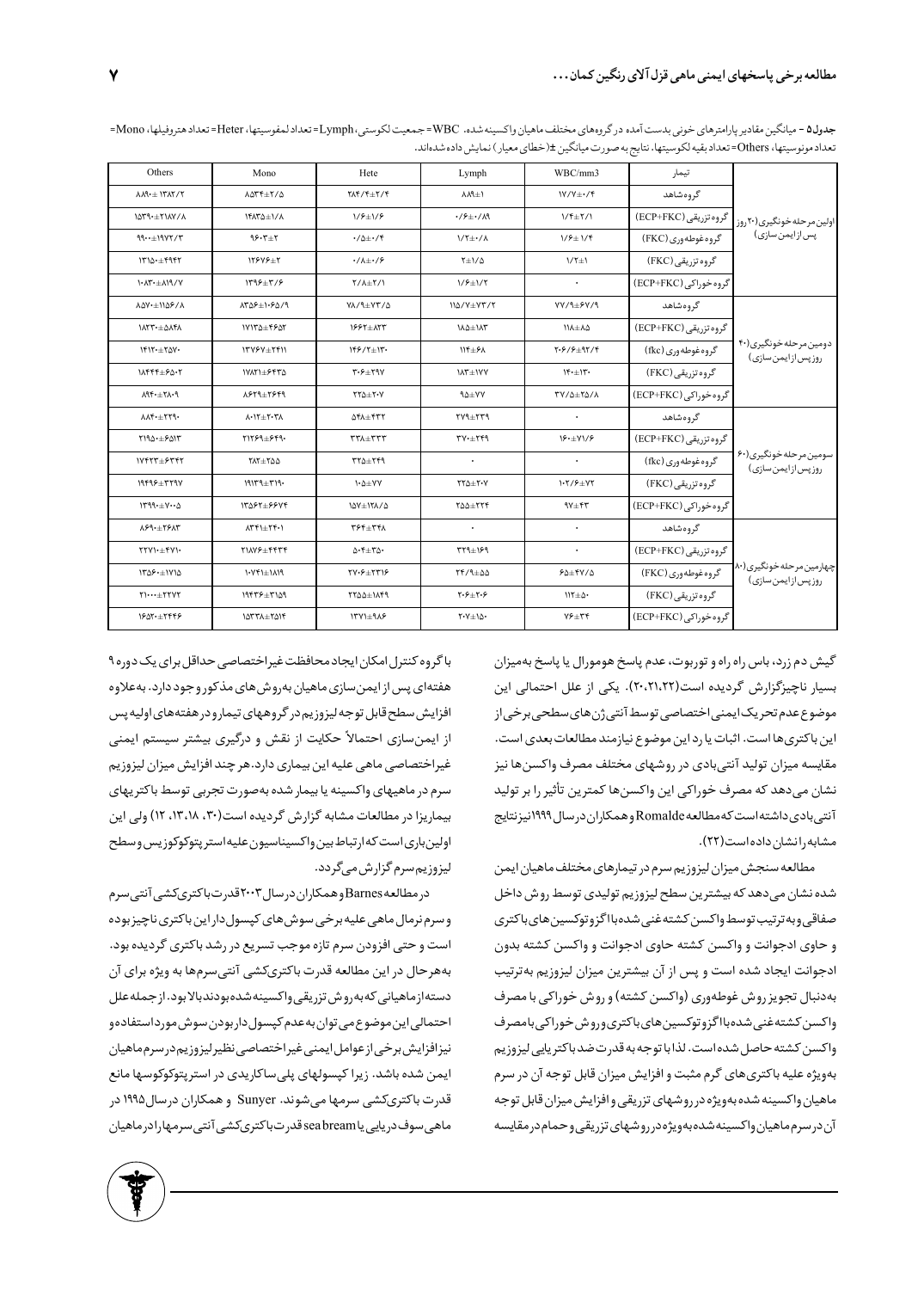**جدول ۵** - میانگین مقادیر پارامترهای خونی بدست آمده در گروه‌های مختلف ماهیان واکسینه شده. WBC= جمعیت لکوستی، Lymph= تعداد لمفوسیتها، Heter= تعداد هتروفیلها، Mono= تعداد مونوسیتها، Others= تعداد بقیه لکوسیتها. نتایج به صورت میانگین ±(خطای معیار) نمایش داده شده‌اند.

| | تیمار | WBC/mm3 | Lymph | Hete | Mono | Others |
|---|---|---|---|---|---|---|
| اولین مرحله خونگیری (۲۰ روز پس از ایمن سازی) | گروه شاهد | ۱۷/۷±۰/۴ | ۸۸۹±۱ | ۲۸۴/۴±۲/۴ | ۸۵۳۴±۲/۵ | ۸۸۹۰±۱۳۸۲/۲ |
| | گروه تزریقی (ECP+FKC) | ۱/۶±۲/۱ | ۰/۶±۰/۸۹ | ۱/۶±۱/۶ | ۱۴۸۳۵±۱/۸ | ۱۵۳۹۰±۲۱۸۷/۸ |
| | گروه غوطه وری (FKC) | ۱/۶±۱/۴ | ۱/۲±۰/۸ | ۰/۵±۰/۴ | ۹۶۰۳±۲ | ۹۹۰۰±۱۹۷۲/۳ |
| | گروه تزریقی (FKC) | ۱/۲±۱ | ۲±۱/۵ | ۰/۸±۰/۶ | ۱۲۶۷۶±۲ | ۱۳۱۵۰±۴۹۴۲ |
| | گروه خوراکی (ECP+FKC) | ۰ | ۱/۶±۱/۲ | ۲/۸±۲/۱ | ۱۳۹۶±۳/۶ | ۱۰۸۳۰±۸۱۹/۷ |
| دومین مرحله خونگیری (۴۰ روز پس از ایمن سازی) | گروه شاهد | ۷۷/۹±۶۷/۹ | ۱۱۵/۷±۷۳/۲ | ۷۸/۹±۷۳/۵ | ۸۳۵۶±۱۰۶۵/۹ | ۸۵۷۰±۱۱۵۶/۸ |
| | گروه تزریقی (ECP+FKC) | ۱۱۸±۸۵ | ۱۸۵±۱۸۳ | ۱۶۶۲±۸۳۳ | ۱۷۱۳۵±۴۶۵۳ | ۱۸۲۳۰±۵۸۴۸ |
| | گروه غوطه وری (fkc) | ۲۰۶/۶±۹۲/۴ | ۱۱۴±۶۸ | ۱۴۶/۲±۱۳۰ | ۱۳۷۶۷±۲۴۱۱ | ۱۴۱۲۰±۲۵۷۰ |
| | گروه تزریقی (FKC) | ۱۴۰±۱۳۰ | ۱۸۳±۱۷۷ | ۳۰۶±۲۹۷ | ۱۷۸۲۱±۶۴۳۵ | ۱۸۴۴۴±۶۵۰۲ |
| | گروه خوراکی (ECP+FKC) | ۳۷/۵±۲۵/۸ | ۹۵±۷۷ | ۲۲۵±۲۰۷ | ۸۶۲۹±۲۶۴۹ | ۸۹۴۰±۲۸۰۹ |
| سومین مرحله خونگیری (۶۰ روز پس از ایمن سازی) | گروه شاهد | ۰ | ۲۷۹±۲۳۹ | ۵۴۸±۴۳۲ | ۸۰۱۲±۲۰۳۸ | ۸۸۴۰±۲۲۹۰ |
| | گروه تزریقی (ECP+FKC) | ۱۶۰±۷۱/۶ | ۳۷۰±۲۴۹ | ۳۳۸±۲۳۳ | ۲۱۲۶۹±۶۶۹۰ | ۲۱۹۵۰±۶۵۱۳ |
| | گروه غوطه وری (fkc) | ۰ | ۰ | ۳۲۵±۲۴۹ | ۲۸۳±۲۵۵ | ۱۷۴۲۳±۶۳۴۲ |
| | گروه تزریقی (FKC) | ۱۰۲/۶±۷۲ | ۲۲۵±۲۰۷ | ۱۰۵±۷۷ | ۱۹۱۳۹±۳۱۹۰ | ۱۹۴۹۶±۳۲۹۷ |
| | گروه خوراکی (ECP+FKC) | ۹۷±۴۳ | ۲۵۵±۲۲۴ | ۱۵۷±۱۲۸/۵ | ۱۳۵۶۲±۶۶۷۴ | ۱۳۹۹۰±۷۰۰۵ |
| چهارمین مرحله خونگیری (۸۰ روز پس از ایمن سازی) | گروه شاهد | ۰ | ۰ | ۳۶۴±۳۴۸ | ۸۳۴۱±۲۴۰۱ | ۸۶۹۰±۲۶۸۳ |
| | گروه تزریقی (ECP+FKC) | ۰ | ۳۲۹±۱۶۹ | ۵۰۴±۳۵۰ | ۲۱۸۷۶±۴۴۳۴ | ۲۲۷۱۰±۴۷۱۰ |
| | گروه غوطه وری (FKC) | ۶۵±۴۷/۵ | ۲۴/۹±۵۵ | ۲۷۰۶±۲۳۱۶ | ۱۰۷۴۱±۱۸۱۹ | ۱۳۵۶۰±۱۷۱۵ |
| | گروه تزریقی (FKC) | ۱۱۲±۵۰ | ۲۰۶±۲۰۶ | ۲۲۵۵±۱۸۴۹ | ۱۹۴۳۶±۳۱۵۹ | ۲۱۰۰۰±۲۲۷۲ |
| | گروه خوراکی (ECP+FKC) | ۷۶±۳۴ | ۲۰۷±۱۵۰ | ۱۳۷۱±۹۸۶ | ۱۵۳۳۸±۲۵۱۴ | ۱۶۵۲۰±۲۴۴۶ |

گیش دم زرد، باس راه راه و توربوت، عدم پاسخ هومورال یا پاسخ به‌میزان بسیار ناچیزگزارش گردیده است(۲۰،۲۱،۲۲). یکی از علل احتمالی این موضوع عدم تحریک ایمنی اختصاصی توسط آنتی ژن‌های سطحی برخی از این باکتری‌ها است. اثبات یا رد این موضوع نیازمند مطالعات بعدی است. مقایسه میزان تولید آنتی‌بادی در روشهای مختلف مصرف واکسن‌ها نیز نشان می‌دهد که مصرف خوراکی این واکسن‌ها کمترین تأثیر را بر تولید آنتی‌بادی داشته است که مطالعه Romalde و همکاران در سال ۱۹۹۹ نیز نتایج مشابه را نشان داده است(۲۲).

مطالعه سنجش میزان لیزوزیم سرم در تیمارهای مختلف ماهیان ایمن شده نشان می‌دهد که بیشترین سطح لیزوزیم تولیدی توسط روش داخل صفاقی و به‌ترتیب توسط واکسن کشته غنی شده با اگزوتوکسین‌های باکتری و حاوی ادجوانت و واکسن کشته حاوی ادجوانت و واکسن کشته بدون ادجوانت ایجاد شده است و پس از آن بیشترین میزان لیزوزیم به‌ترتیب به‌دنبال تجویز روش غوطه‌وری (واکسن کشته) و روش خوراکی با مصرف واکسن کشته غنی شده با اگزوتوکسین‌های باکتری و روش خوراکی با مصرف واکسن کشته حاصل شده است. لذا با توجه به قدرت ضد باکتریایی لیزوزیم به‌ویژه علیه باکتری‌های گرم مثبت و افزایش میزان قابل توجه آن در سرم ماهیان واکسینه شده به‌ویژه در روشهای تزریقی و افزایش میزان قابل توجه آن در سرم ماهیان واکسینه شده به‌ویژه در روشهای تزریقی و حمام در مقایسه با گروه کنترل امکان ایجاد محافظت غیراختصاصی حداقل برای یک دوره ۹ هفته‌ای پس از ایمن‌سازی ماهیان به‌روش‌های مذکور وجود دارد. به‌علاوه افزایش سطح قابل توجه لیزوزیم در گروههای تیمار و در هفته‌های اولیه پس از ایمن‌سازی احتمالاً حکایت از نقش و درگیری بیشتر سیستم ایمنی غیراختصاصی ماهی علیه این بیماری دارد. هر چند افزایش میزان لیزوزیم سرم در ماهیهای واکسینه یا بیمار شده به‌صورت تجربی توسط باکتریهای بیماریزا در مطالعات مشابه گزارش گردیده است(۳۰، ۱۳،۱۸، ۱۲) ولی این اولین‌بار است که ارتباط بین واکسیناسیون علیه استرپتوکوکوزیس و سطح لیزوزیم سرم گزارش می‌گردد.

در مطالعه Barnes و همکاران در سال ۲۰۰۳ قدرت باکتری‌کشی آنتی سرم و سرم نرمال ماهی علیه برخی سوش‌های کپسول‌دار این باکتری ناچیز بوده است و حتی افزودن سرم تازه موجب تسریع در رشد باکتری گردیده بود. به‌هرحال در این مطالعه قدرت باکتری‌کشی آنتی‌سرم‌ها به ویژه برای آن دسته از ماهیانی که به‌روش تزریقی واکسینه شده بودند بالا بود. از جمله علل احتمالی این موضوع می‌توان به عدم کپسول‌دار بودن سوش مورد استفاده و نیز افزایش برخی از عوامل ایمنی غیراختصاصی نظیر لیزوزیم در سرم ماهیان ایمن شده باشد. زیرا کپسولهای پلی‌ساکاریدی در استرپتوکوکوسها مانع قدرت باکتری‌کشی سرمها می‌شوند. Sunyer و همکاران در سال ۱۹۹۵ در ماهی سوف دریایی یا sea bream قدرت باکتری‌کشی آنتی سرمها را در ماهیان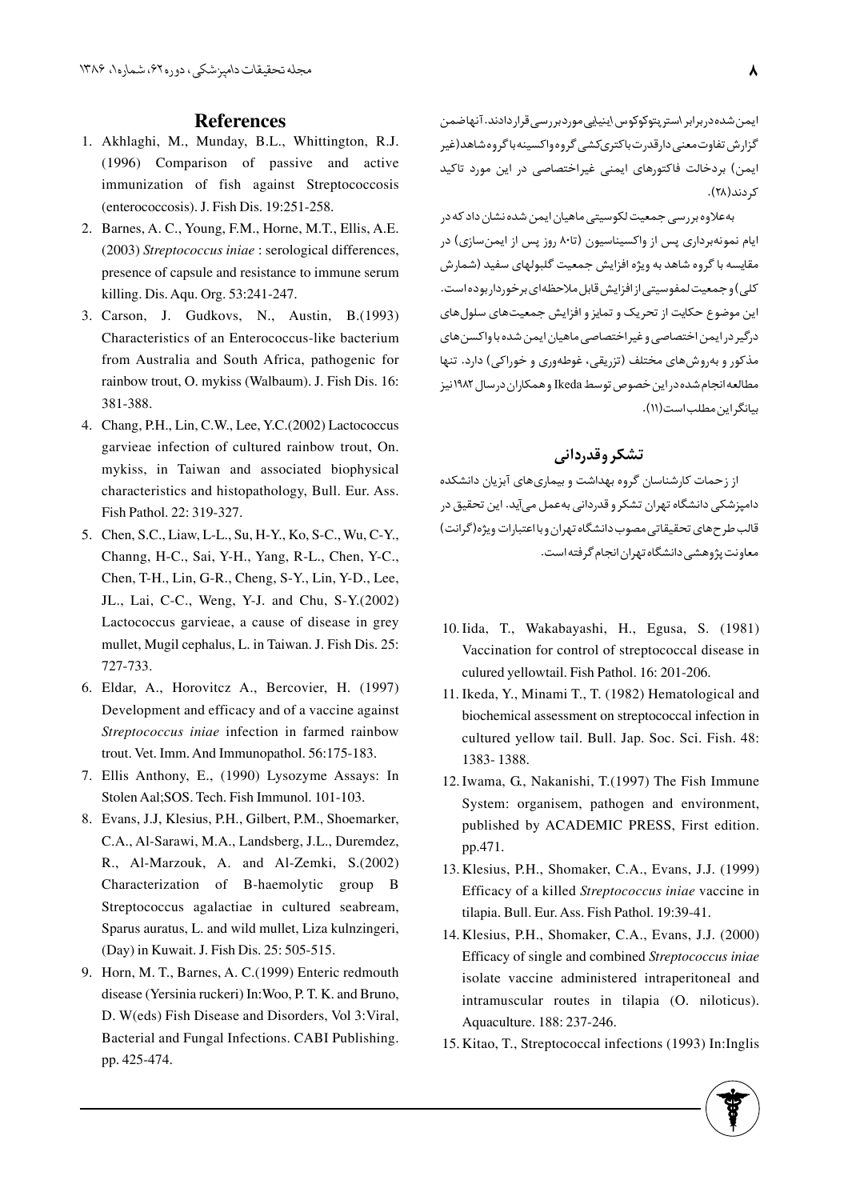ایمن شده دربرابر استرپتوکوکوس اینیایی مورد بررسی قرار دادند. آنها ضمن گزارش تفاوت معنی دار قدرت باکتری کشی گروه واکسینه با گروه شاهد (غیر ایمن) بردخالت فاکتورهای ایمنی غیراختصاصی در این مورد تاکید کردند(۲۸).

به علاوه بررسی جمعیت لکوسیتی ماهیان ایمن شده نشان داد که در ایام نمونه برداری پس از واکسیناسیون (تا۸۰ روز پس از ایمن سازی) در مقایسه با گروه شاهد به ویژه افزایش جمعیت گلبولهای سفید (شمارش کلی) و جمعیت لمفوسیتی از افزایش قابل ملاحظه ای برخوردار بوده است. این موضوع حکایت از تحریک و تمایز و افزایش جمعیت های سلول های درگیر در ایمن اختصاصی و غیراختصاصی ماهیان ایمن شده با واکسن های مذکور و به روش های مختلف (تزریقی، غوطه وری و خوراکی) دارد. تنها مطالعه انجام شده در این خصوص توسط Ikeda و همکاران در سال ۱۹۸۲ نیز بیانگر این مطلب است(۱۱).

## تشکر و قدردانی

از زحمات کارشناسان گروه بهداشت و بیماری های آبزیان دانشکده دامپزشکی دانشگاه تهران تشکر و قدردانی به عمل می آید. این تحقیق در قالب طرح های تحقیقاتی مصوب دانشگاه تهران و با اعتبارات ویژه (گرانت) معاونت پژوهشی دانشگاه تهران انجام گرفته است.

## References

1. Akhlaghi, M., Munday, B.L., Whittington, R.J. (1996) Comparison of passive and active immunization of fish against Streptococcosis (enterococcosis). J. Fish Dis. 19:251-258.
2. Barnes, A. C., Young, F.M., Horne, M.T., Ellis, A.E. (2003) *Streptococcus iniae* : serological differences, presence of capsule and resistance to immune serum killing. Dis. Aqu. Org. 53:241-247.
3. Carson, J. Gudkovs, N., Austin, B.(1993) Characteristics of an Enterococcus-like bacterium from Australia and South Africa, pathogenic for rainbow trout, O. mykiss (Walbaum). J. Fish Dis. 16: 381-388.
4. Chang, P.H., Lin, C.W., Lee, Y.C.(2002) Lactococcus garvieae infection of cultured rainbow trout, On. mykiss, in Taiwan and associated biophysical characteristics and histopathology, Bull. Eur. Ass. Fish Pathol. 22: 319-327.
5. Chen, S.C., Liaw, L-L., Su, H-Y., Ko, S-C., Wu, C-Y., Channg, H-C., Sai, Y-H., Yang, R-L., Chen, Y-C., Chen, T-H., Lin, G-R., Cheng, S-Y., Lin, Y-D., Lee, JL., Lai, C-C., Weng, Y-J. and Chu, S-Y.(2002) Lactococcus garvieae, a cause of disease in grey mullet, Mugil cephalus, L. in Taiwan. J. Fish Dis. 25: 727-733.
6. Eldar, A., Horovitcz A., Bercovier, H. (1997) Development and efficacy and of a vaccine against *Streptococcus iniae* infection in farmed rainbow trout. Vet. Imm. And Immunopathol. 56:175-183.
7. Ellis Anthony, E., (1990) Lysozyme Assays: In Stolen Aal;SOS. Tech. Fish Immunol. 101-103.
8. Evans, J.J, Klesius, P.H., Gilbert, P.M., Shoemarker, C.A., Al-Sarawi, M.A., Landsberg, J.L., Duremdez, R., Al-Marzouk, A. and Al-Zemki, S.(2002) Characterization of B-haemolytic group B Streptococcus agalactiae in cultured seabream, Sparus auratus, L. and wild mullet, Liza kulnzingeri, (Day) in Kuwait. J. Fish Dis. 25: 505-515.
9. Horn, M. T., Barnes, A. C.(1999) Enteric redmouth disease (Yersinia ruckeri) In:Woo, P. T. K. and Bruno, D. W(eds) Fish Disease and Disorders, Vol 3:Viral, Bacterial and Fungal Infections. CABI Publishing. pp. 425-474.
10. Iida, T., Wakabayashi, H., Egusa, S. (1981) Vaccination for control of streptococcal disease in culured yellowtail. Fish Pathol. 16: 201-206.
11. Ikeda, Y., Minami T., T. (1982) Hematological and biochemical assessment on streptococcal infection in cultured yellow tail. Bull. Jap. Soc. Sci. Fish. 48: 1383- 1388.
12. Iwama, G., Nakanishi, T.(1997) The Fish Immune System: organisem, pathogen and environment, published by ACADEMIC PRESS, First edition. pp.471.
13. Klesius, P.H., Shomaker, C.A., Evans, J.J. (1999) Efficacy of a killed *Streptococcus iniae* vaccine in tilapia. Bull. Eur. Ass. Fish Pathol. 19:39-41.
14. Klesius, P.H., Shomaker, C.A., Evans, J.J. (2000) Efficacy of single and combined *Streptococcus iniae* isolate vaccine administered intraperitoneal and intramuscular routes in tilapia (O. niloticus). Aquaculture. 188: 237-246.
15. Kitao, T., Streptococcal infections (1993) In:Inglis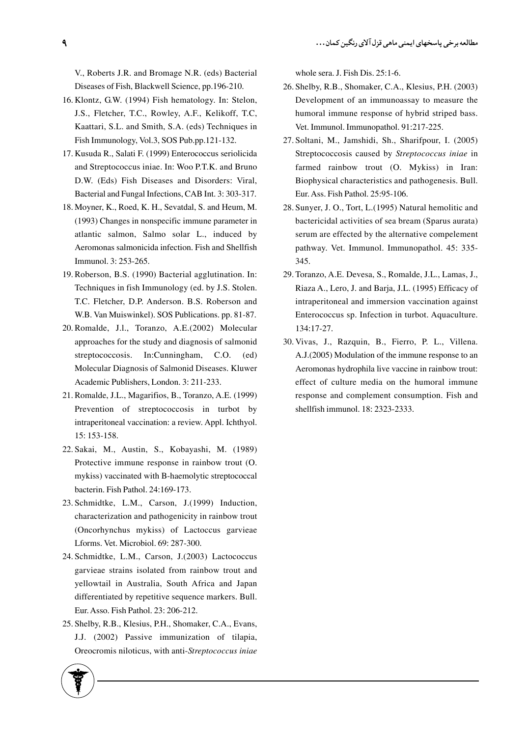V., Roberts J.R. and Bromage N.R. (eds) Bacterial Diseases of Fish, Blackwell Science, pp.196-210.

16. Klontz, G.W. (1994) Fish hematology. In: Stelon, J.S., Fletcher, T.C., Rowley, A.F., Kelikoff, T.C, Kaattari, S.L. and Smith, S.A. (eds) Techniques in Fish Immunology, Vol.3, SOS Pub.pp.121-132.
17. Kusuda R., Salati F. (1999) Enterococcus seriolicida and Streptococcus iniae. In: Woo P.T.K. and Bruno D.W. (Eds) Fish Diseases and Disorders: Viral, Bacterial and Fungal Infections, CAB Int. 3: 303-317.
18. Moyner, K., Roed, K. H., Sevatdal, S. and Heum, M. (1993) Changes in nonspecific immune parameter in atlantic salmon, Salmo solar L., induced by Aeromonas salmonicida infection. Fish and Shellfish Immunol. 3: 253-265.
19. Roberson, B.S. (1990) Bacterial agglutination. In: Techniques in fish Immunology (ed. by J.S. Stolen. T.C. Fletcher, D.P. Anderson. B.S. Roberson and W.B. Van Muiswinkel). SOS Publications. pp. 81-87.
20. Romalde, J.l., Toranzo, A.E.(2002) Molecular approaches for the study and diagnosis of salmonid streptococcosis. In:Cunningham, C.O. (ed) Molecular Diagnosis of Salmonid Diseases. Kluwer Academic Publishers, London. 3: 211-233.
21. Romalde, J.L., Magarifios, B., Toranzo, A.E. (1999) Prevention of streptococcosis in turbot by intraperitoneal vaccination: a review. Appl. Ichthyol. 15: 153-158.
22. Sakai, M., Austin, S., Kobayashi, M. (1989) Protective immune response in rainbow trout (O. mykiss) vaccinated with B-haemolytic streptococcal bacterin. Fish Pathol. 24:169-173.
23. Schmidtke, L.M., Carson, J.(1999) Induction, characterization and pathogenicity in rainbow trout (Oncorhynchus mykiss) of Lactoccus garvieae Lforms. Vet. Microbiol. 69: 287-300.
24. Schmidtke, L.M., Carson, J.(2003) Lactococcus garvieae strains isolated from rainbow trout and yellowtail in Australia, South Africa and Japan differentiated by repetitive sequence markers. Bull. Eur. Asso. Fish Pathol. 23: 206-212.
25. Shelby, R.B., Klesius, P.H., Shomaker, C.A., Evans, J.J. (2002) Passive immunization of tilapia, Oreocromis niloticus, with anti-*Streptococcus iniae* whole sera. J. Fish Dis. 25:1-6.
26. Shelby, R.B., Shomaker, C.A., Klesius, P.H. (2003) Development of an immunoassay to measure the humoral immune response of hybrid striped bass. Vet. Immunol. Immunopathol. 91:217-225.
27. Soltani, M., Jamshidi, Sh., Sharifpour, I. (2005) Streptococcosis caused by *Streptococcus iniae* in farmed rainbow trout (O. Mykiss) in Iran: Biophysical characteristics and pathogenesis. Bull. Eur. Ass. Fish Pathol. 25:95-106.
28. Sunyer, J. O., Tort, L.(1995) Natural hemolitic and bactericidal activities of sea bream (Sparus aurata) serum are effected by the alternative compelement pathway. Vet. Immunol. Immunopathol. 45: 335-345.
29. Toranzo, A.E. Devesa, S., Romalde, J.L., Lamas, J., Riaza A., Lero, J. and Barja, J.L. (1995) Efficacy of intraperitoneal and immersion vaccination against Enterococcus sp. Infection in turbot. Aquaculture. 134:17-27.
30. Vivas, J., Razquin, B., Fierro, P. L., Villena. A.J.(2005) Modulation of the immune response to an Aeromonas hydrophila live vaccine in rainbow trout: effect of culture media on the humoral immune response and complement consumption. Fish and shellfish immunol. 18: 2323-2333.